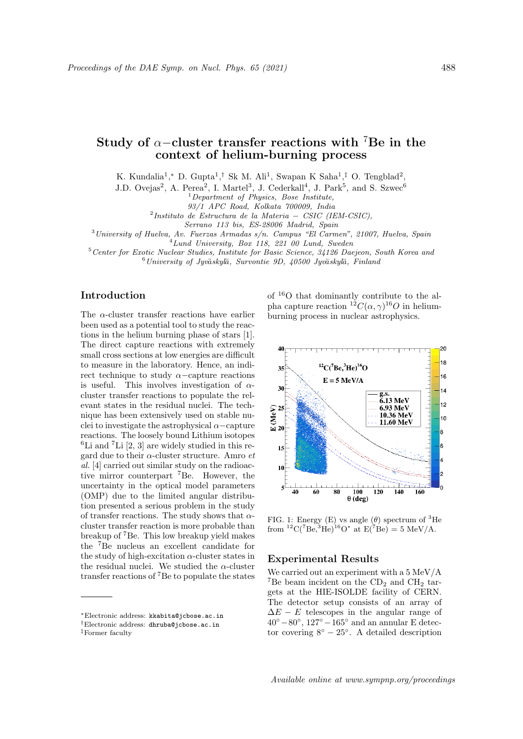# Study of $\alpha-$cluster transfer reactions with $^7$Be in the context of helium-burning process

K. Kundalia[1,*] D. Gupta[1,†] Sk M. Ali[1], Swapan K Saha[1,‡] O. Tengblad[2], J.D. Ovejas[2], A. Perea[2], I. Martel[3], J. Cederkall[4], J. Park[5], and S. Szwec[6]

[1] *Department of Physics, Bose Institute, 93/1 APC Road, Kolkata 700009, India*

[2] *Instituto de Estructura de la Materia – CSIC (IEM-CSIC), Serrano 113 bis, ES-28006 Madrid, Spain*

[3] *University of Huelva, Av. Fuerzas Armadas s/n. Campus "El Carmen", 21007, Huelva, Spain*

[4] *Lund University, Box 118, 221 00 Lund, Sweden*

[5] *Center for Exotic Nuclear Studies, Institute for Basic Science, 34126 Daejeon, South Korea and*

[6] *University of Jyväskylä, Survontie 9D, 40500 Jyväskylä, Finland*

## Introduction

The $\alpha$-cluster transfer reactions have earlier been used as a potential tool to study the reactions in the helium burning phase of stars [1]. The direct capture reactions with extremely small cross sections at low energies are difficult to measure in the laboratory. Hence, an indirect technique to study $\alpha-$capture reactions is useful. This involves investigation of $\alpha$-cluster transfer reactions to populate the relevant states in the residual nuclei. The technique has been extensively used on stable nuclei to investigate the astrophysical $\alpha-$capture reactions. The loosely bound Lithium isotopes $^6$Li and $^7$Li [2, 3] are widely studied in this regard due to their $\alpha$-cluster structure. Amro *et al.* [4] carried out similar study on the radioactive mirror counterpart $^7$Be. However, the uncertainty in the optical model parameters (OMP) due to the limited angular distribution presented a serious problem in the study of transfer reactions. The study shows that $\alpha$-cluster transfer reaction is more probable than breakup of $^7$Be. This low breakup yield makes the $^7$Be nucleus an excellent candidate for the study of high-excitation $\alpha$-cluster states in the residual nuclei. We studied the $\alpha$-cluster transfer reactions of $^7$Be to populate the states of $^{16}$O that dominantly contribute to the alpha capture reaction $^{12}C(\alpha,\gamma)^{16}O$ in helium-burning process in nuclear astrophysics.

FIG. 1: Energy (E) vs angle ($\theta$) spectrum of $^3$He from $^{12}$C($^7$Be,$^3$He)$^{16}$O* at E($^7$Be) = 5 MeV/A.

## Experimental Results

We carried out an experiment with a 5 MeV/A $^7$Be beam incident on the $CD_2$ and $CH_2$ targets at the HIE-ISOLDE facility of CERN. The detector setup consists of an array of $\Delta E - E$ telescopes in the angular range of $40^\circ - 80^\circ$, $127^\circ - 165^\circ$ and an annular E detector covering $8^\circ - 25^\circ$. A detailed description

---

*Electronic address: kkabita@jcbose.ac.in

†Electronic address: dhruba@jcbose.ac.in

‡Former faculty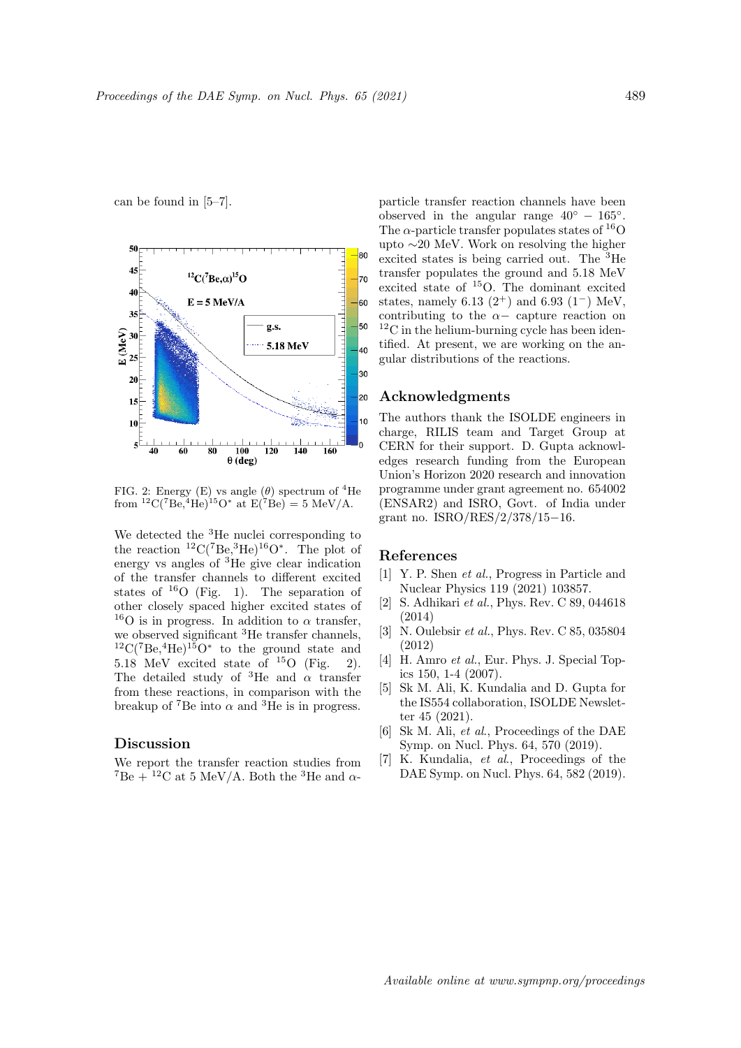can be found in [5–7].

$^{12}$C($^{7}$Be,α)$^{15}$O

E = 5 MeV/A

g.s.

5.18 MeV

E (MeV)

θ (deg)

FIG. 2: Energy (E) vs angle (θ) spectrum of $^{4}$He from $^{12}$C($^{7}$Be,$^{4}$He)$^{15}$O$^{*}$ at E($^{7}$Be) = 5 MeV/A.

We detected the $^{3}$He nuclei corresponding to the reaction $^{12}$C($^{7}$Be,$^{3}$He)$^{16}$O$^{*}$. The plot of energy vs angles of $^{3}$He give clear indication of the transfer channels to different excited states of $^{16}$O (Fig. 1). The separation of other closely spaced higher excited states of $^{16}$O is in progress. In addition to α transfer, we observed significant $^{3}$He transfer channels, $^{12}$C($^{7}$Be,$^{4}$He)$^{15}$O$^{*}$ to the ground state and 5.18 MeV excited state of $^{15}$O (Fig. 2). The detailed study of $^{3}$He and α transfer from these reactions, in comparison with the breakup of $^{7}$Be into α and $^{3}$He is in progress.

## Discussion

We report the transfer reaction studies from $^{7}$Be + $^{12}$C at 5 MeV/A. Both the $^{3}$He and α-particle transfer reaction channels have been observed in the angular range 40° − 165°. The α-particle transfer populates states of $^{16}$O upto ∼20 MeV. Work on resolving the higher excited states is being carried out. The $^{3}$He transfer populates the ground and 5.18 MeV excited state of $^{15}$O. The dominant excited states, namely 6.13 ($2^{+}$) and 6.93 ($1^{-}$) MeV, contributing to the α− capture reaction on $^{12}$C in the helium-burning cycle has been identified. At present, we are working on the angular distributions of the reactions.

## Acknowledgments

The authors thank the ISOLDE engineers in charge, RILIS team and Target Group at CERN for their support. D. Gupta acknowledges research funding from the European Union's Horizon 2020 research and innovation programme under grant agreement no. 654002 (ENSAR2) and ISRO, Govt. of India under grant no. ISRO/RES/2/378/15−16.

## References

[1] Y. P. Shen *et al.*, Progress in Particle and Nuclear Physics 119 (2021) 103857.

[2] S. Adhikari *et al.*, Phys. Rev. C 89, 044618 (2014)

[3] N. Oulebsir *et al.*, Phys. Rev. C 85, 035804 (2012)

[4] H. Amro *et al.*, Eur. Phys. J. Special Topics 150, 1-4 (2007).

[5] Sk M. Ali, K. Kundalia and D. Gupta for the IS554 collaboration, ISOLDE Newsletter 45 (2021).

[6] Sk M. Ali, *et al.*, Proceedings of the DAE Symp. on Nucl. Phys. 64, 570 (2019).

[7] K. Kundalia, *et al.*, Proceedings of the DAE Symp. on Nucl. Phys. 64, 582 (2019).